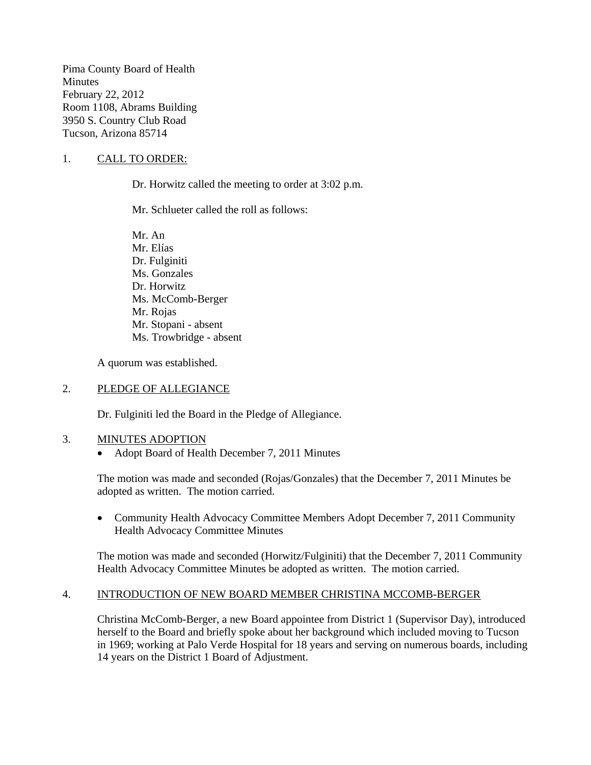Pima County Board of Health
Minutes
February 22, 2012
Room 1108, Abrams Building
3950 S. Country Club Road
Tucson, Arizona 85714

1. CALL TO ORDER:

Dr. Horwitz called the meeting to order at 3:02 p.m.

Mr. Schlueter called the roll as follows:

Mr. An
Mr. Elías
Dr. Fulginiti
Ms. Gonzales
Dr. Horwitz
Ms. McComb-Berger
Mr. Rojas
Mr. Stopani - absent
Ms. Trowbridge - absent

A quorum was established.

2. PLEDGE OF ALLEGIANCE

Dr. Fulginiti led the Board in the Pledge of Allegiance.

3. MINUTES ADOPTION

- Adopt Board of Health December 7, 2011 Minutes

The motion was made and seconded (Rojas/Gonzales) that the December 7, 2011 Minutes be adopted as written. The motion carried.

- Community Health Advocacy Committee Members Adopt December 7, 2011 Community Health Advocacy Committee Minutes

The motion was made and seconded (Horwitz/Fulginiti) that the December 7, 2011 Community Health Advocacy Committee Minutes be adopted as written. The motion carried.

4. INTRODUCTION OF NEW BOARD MEMBER CHRISTINA MCCOMB-BERGER

Christina McComb-Berger, a new Board appointee from District 1 (Supervisor Day), introduced herself to the Board and briefly spoke about her background which included moving to Tucson in 1969; working at Palo Verde Hospital for 18 years and serving on numerous boards, including 14 years on the District 1 Board of Adjustment.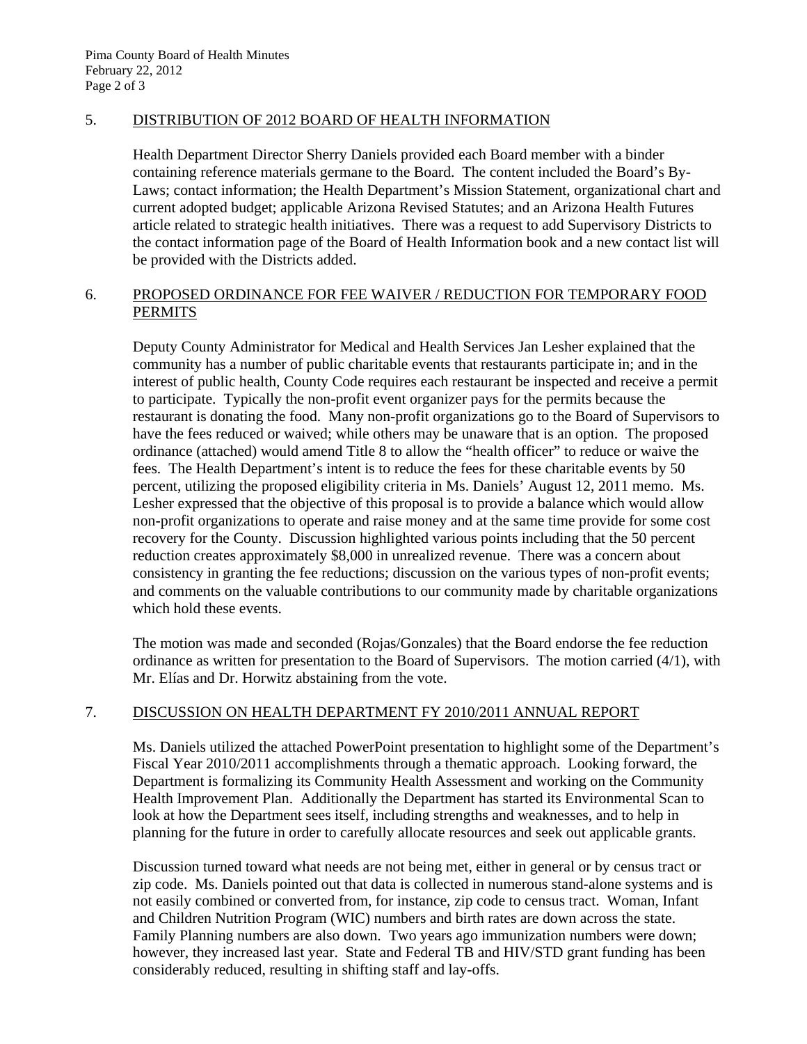## 5. DISTRIBUTION OF 2012 BOARD OF HEALTH INFORMATION

Health Department Director Sherry Daniels provided each Board member with a binder containing reference materials germane to the Board. The content included the Board's By-Laws; contact information; the Health Department's Mission Statement, organizational chart and current adopted budget; applicable Arizona Revised Statutes; and an Arizona Health Futures article related to strategic health initiatives. There was a request to add Supervisory Districts to the contact information page of the Board of Health Information book and a new contact list will be provided with the Districts added.

## 6. PROPOSED ORDINANCE FOR FEE WAIVER / REDUCTION FOR TEMPORARY FOOD PERMITS

Deputy County Administrator for Medical and Health Services Jan Lesher explained that the community has a number of public charitable events that restaurants participate in; and in the interest of public health, County Code requires each restaurant be inspected and receive a permit to participate. Typically the non-profit event organizer pays for the permits because the restaurant is donating the food. Many non-profit organizations go to the Board of Supervisors to have the fees reduced or waived; while others may be unaware that is an option. The proposed ordinance (attached) would amend Title 8 to allow the "health officer" to reduce or waive the fees. The Health Department's intent is to reduce the fees for these charitable events by 50 percent, utilizing the proposed eligibility criteria in Ms. Daniels' August 12, 2011 memo. Ms. Lesher expressed that the objective of this proposal is to provide a balance which would allow non-profit organizations to operate and raise money and at the same time provide for some cost recovery for the County. Discussion highlighted various points including that the 50 percent reduction creates approximately $8,000 in unrealized revenue. There was a concern about consistency in granting the fee reductions; discussion on the various types of non-profit events; and comments on the valuable contributions to our community made by charitable organizations which hold these events.

The motion was made and seconded (Rojas/Gonzales) that the Board endorse the fee reduction ordinance as written for presentation to the Board of Supervisors. The motion carried (4/1), with Mr. Elías and Dr. Horwitz abstaining from the vote.

## 7. DISCUSSION ON HEALTH DEPARTMENT FY 2010/2011 ANNUAL REPORT

Ms. Daniels utilized the attached PowerPoint presentation to highlight some of the Department's Fiscal Year 2010/2011 accomplishments through a thematic approach. Looking forward, the Department is formalizing its Community Health Assessment and working on the Community Health Improvement Plan. Additionally the Department has started its Environmental Scan to look at how the Department sees itself, including strengths and weaknesses, and to help in planning for the future in order to carefully allocate resources and seek out applicable grants.

Discussion turned toward what needs are not being met, either in general or by census tract or zip code. Ms. Daniels pointed out that data is collected in numerous stand-alone systems and is not easily combined or converted from, for instance, zip code to census tract. Woman, Infant and Children Nutrition Program (WIC) numbers and birth rates are down across the state. Family Planning numbers are also down. Two years ago immunization numbers were down; however, they increased last year. State and Federal TB and HIV/STD grant funding has been considerably reduced, resulting in shifting staff and lay-offs.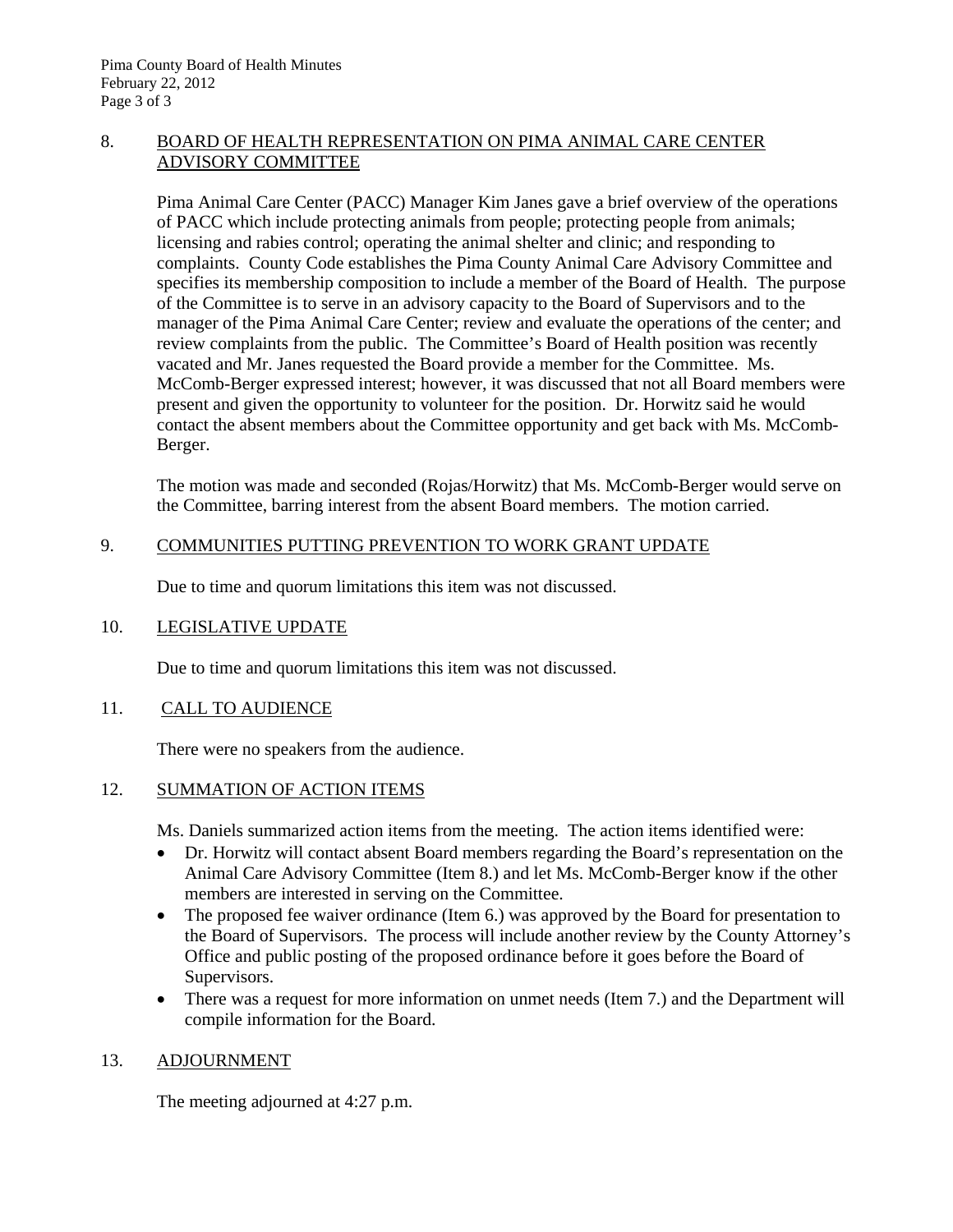## 8. BOARD OF HEALTH REPRESENTATION ON PIMA ANIMAL CARE CENTER ADVISORY COMMITTEE

Pima Animal Care Center (PACC) Manager Kim Janes gave a brief overview of the operations of PACC which include protecting animals from people; protecting people from animals; licensing and rabies control; operating the animal shelter and clinic; and responding to complaints. County Code establishes the Pima County Animal Care Advisory Committee and specifies its membership composition to include a member of the Board of Health. The purpose of the Committee is to serve in an advisory capacity to the Board of Supervisors and to the manager of the Pima Animal Care Center; review and evaluate the operations of the center; and review complaints from the public. The Committee's Board of Health position was recently vacated and Mr. Janes requested the Board provide a member for the Committee. Ms. McComb-Berger expressed interest; however, it was discussed that not all Board members were present and given the opportunity to volunteer for the position. Dr. Horwitz said he would contact the absent members about the Committee opportunity and get back with Ms. McComb-Berger.

The motion was made and seconded (Rojas/Horwitz) that Ms. McComb-Berger would serve on the Committee, barring interest from the absent Board members. The motion carried.

## 9. COMMUNITIES PUTTING PREVENTION TO WORK GRANT UPDATE

Due to time and quorum limitations this item was not discussed.

## 10. LEGISLATIVE UPDATE

Due to time and quorum limitations this item was not discussed.

## 11. CALL TO AUDIENCE

There were no speakers from the audience.

## 12. SUMMATION OF ACTION ITEMS

Ms. Daniels summarized action items from the meeting. The action items identified were:

- Dr. Horwitz will contact absent Board members regarding the Board's representation on the Animal Care Advisory Committee (Item 8.) and let Ms. McComb-Berger know if the other members are interested in serving on the Committee.
- The proposed fee waiver ordinance (Item 6.) was approved by the Board for presentation to the Board of Supervisors. The process will include another review by the County Attorney's Office and public posting of the proposed ordinance before it goes before the Board of Supervisors.
- There was a request for more information on unmet needs (Item 7.) and the Department will compile information for the Board.

## 13. ADJOURNMENT

The meeting adjourned at 4:27 p.m.